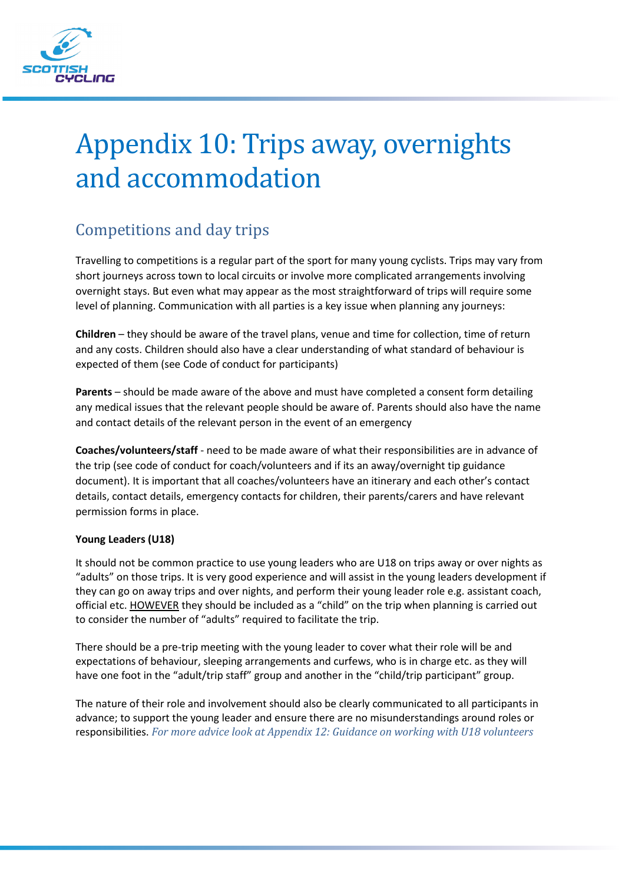# Appendix 10: Trips away, overnights and accommodation

## Competitions and day trips

Travelling to competitions is a regular part of the sport for many young cyclists. Trips may vary from short journeys across town to local circuits or involve more complicated arrangements involving overnight stays. But even what may appear as the most straightforward of trips will require some level of planning. Communication with all parties is a key issue when planning any journeys:

**Children** – they should be aware of the travel plans, venue and time for collection, time of return and any costs. Children should also have a clear understanding of what standard of behaviour is expected of them (see Code of conduct for participants)

**Parents** – should be made aware of the above and must have completed a consent form detailing any medical issues that the relevant people should be aware of. Parents should also have the name and contact details of the relevant person in the event of an emergency

**Coaches/volunteers/staff** - need to be made aware of what their responsibilities are in advance of the trip (see code of conduct for coach/volunteers and if its an away/overnight tip guidance document). It is important that all coaches/volunteers have an itinerary and each other's contact details, contact details, emergency contacts for children, their parents/carers and have relevant permission forms in place.

**Young Leaders (U18)**

It should not be common practice to use young leaders who are U18 on trips away or over nights as "adults" on those trips. It is very good experience and will assist in the young leaders development if they can go on away trips and over nights, and perform their young leader role e.g. assistant coach, official etc. <u>HOWEVER</u> they should be included as a "child" on the trip when planning is carried out to consider the number of "adults" required to facilitate the trip.

There should be a pre-trip meeting with the young leader to cover what their role will be and expectations of behaviour, sleeping arrangements and curfews, who is in charge etc. as they will have one foot in the "adult/trip staff" group and another in the "child/trip participant" group.

The nature of their role and involvement should also be clearly communicated to all participants in advance; to support the young leader and ensure there are no misunderstandings around roles or responsibilities. *For more advice look at Appendix 12: Guidance on working with U18 volunteers*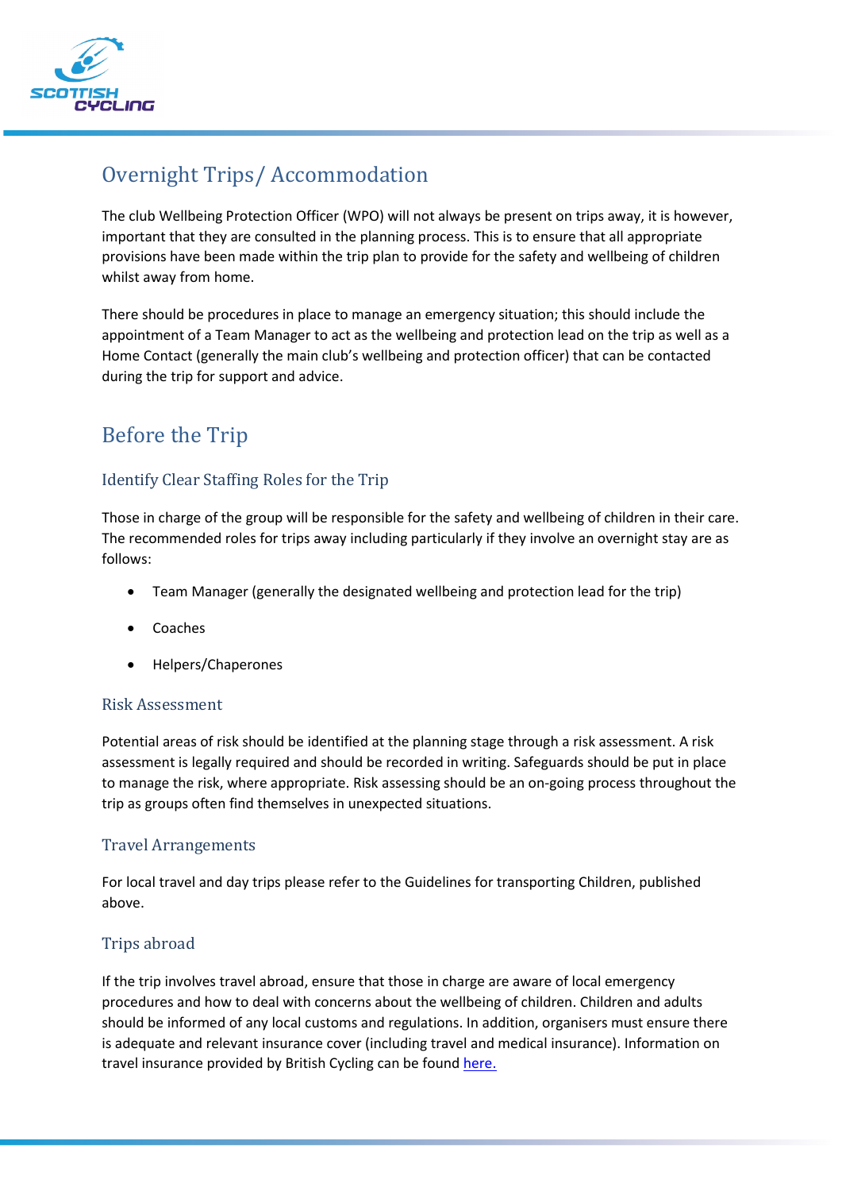## Overnight Trips/ Accommodation

The club Wellbeing Protection Officer (WPO) will not always be present on trips away, it is however, important that they are consulted in the planning process. This is to ensure that all appropriate provisions have been made within the trip plan to provide for the safety and wellbeing of children whilst away from home.

There should be procedures in place to manage an emergency situation; this should include the appointment of a Team Manager to act as the wellbeing and protection lead on the trip as well as a Home Contact (generally the main club's wellbeing and protection officer) that can be contacted during the trip for support and advice.

## Before the Trip

### Identify Clear Staffing Roles for the Trip

Those in charge of the group will be responsible for the safety and wellbeing of children in their care. The recommended roles for trips away including particularly if they involve an overnight stay are as follows:

- Team Manager (generally the designated wellbeing and protection lead for the trip)
- Coaches
- Helpers/Chaperones

### Risk Assessment

Potential areas of risk should be identified at the planning stage through a risk assessment. A risk assessment is legally required and should be recorded in writing. Safeguards should be put in place to manage the risk, where appropriate. Risk assessing should be an on-going process throughout the trip as groups often find themselves in unexpected situations.

### Travel Arrangements

For local travel and day trips please refer to the Guidelines for transporting Children, published above.

### Trips abroad

If the trip involves travel abroad, ensure that those in charge are aware of local emergency procedures and how to deal with concerns about the wellbeing of children. Children and adults should be informed of any local customs and regulations. In addition, organisers must ensure there is adequate and relevant insurance cover (including travel and medical insurance). Information on travel insurance provided by British Cycling can be found here.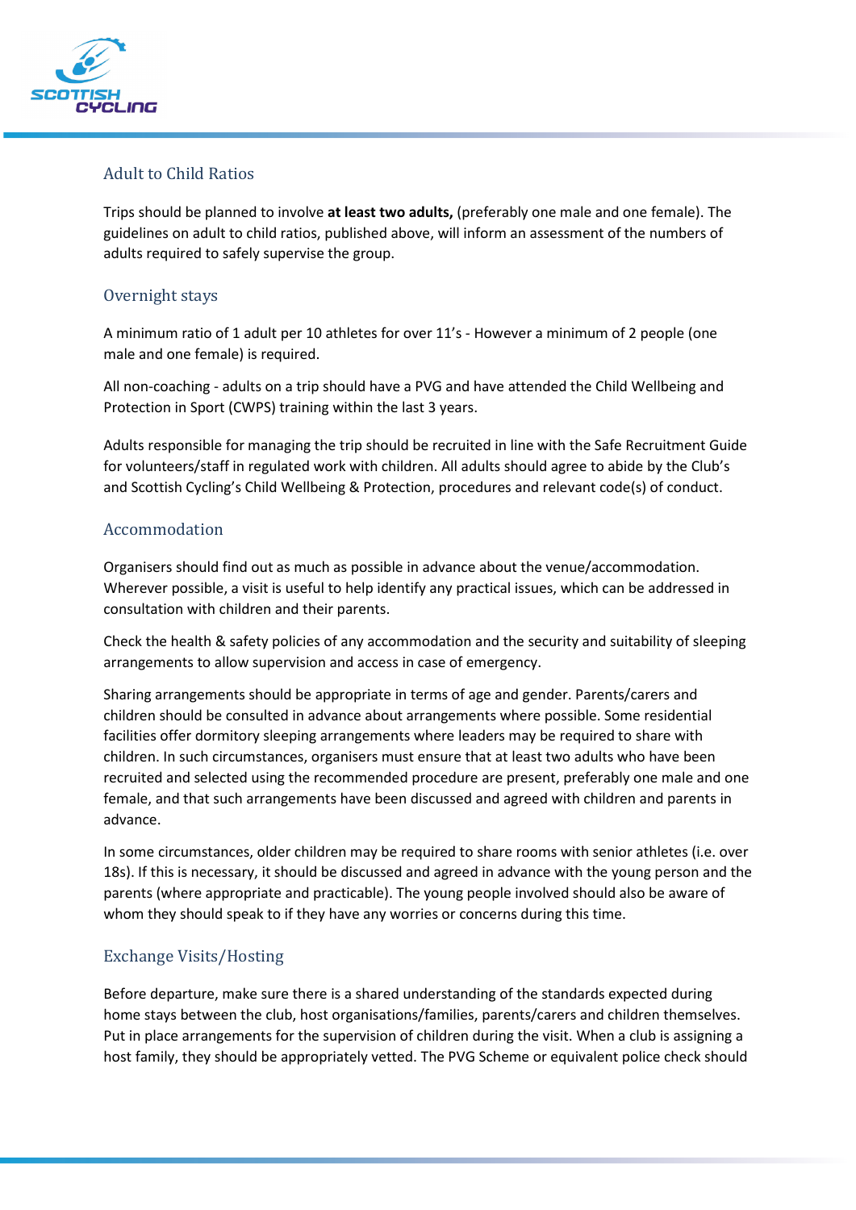## Adult to Child Ratios

Trips should be planned to involve **at least two adults,** (preferably one male and one female). The guidelines on adult to child ratios, published above, will inform an assessment of the numbers of adults required to safely supervise the group.

## Overnight stays

A minimum ratio of 1 adult per 10 athletes for over 11's - However a minimum of 2 people (one male and one female) is required.

All non-coaching - adults on a trip should have a PVG and have attended the Child Wellbeing and Protection in Sport (CWPS) training within the last 3 years.

Adults responsible for managing the trip should be recruited in line with the Safe Recruitment Guide for volunteers/staff in regulated work with children. All adults should agree to abide by the Club's and Scottish Cycling's Child Wellbeing & Protection, procedures and relevant code(s) of conduct.

## Accommodation

Organisers should find out as much as possible in advance about the venue/accommodation. Wherever possible, a visit is useful to help identify any practical issues, which can be addressed in consultation with children and their parents.

Check the health & safety policies of any accommodation and the security and suitability of sleeping arrangements to allow supervision and access in case of emergency.

Sharing arrangements should be appropriate in terms of age and gender. Parents/carers and children should be consulted in advance about arrangements where possible. Some residential facilities offer dormitory sleeping arrangements where leaders may be required to share with children. In such circumstances, organisers must ensure that at least two adults who have been recruited and selected using the recommended procedure are present, preferably one male and one female, and that such arrangements have been discussed and agreed with children and parents in advance.

In some circumstances, older children may be required to share rooms with senior athletes (i.e. over 18s). If this is necessary, it should be discussed and agreed in advance with the young person and the parents (where appropriate and practicable). The young people involved should also be aware of whom they should speak to if they have any worries or concerns during this time.

## Exchange Visits/Hosting

Before departure, make sure there is a shared understanding of the standards expected during home stays between the club, host organisations/families, parents/carers and children themselves. Put in place arrangements for the supervision of children during the visit. When a club is assigning a host family, they should be appropriately vetted. The PVG Scheme or equivalent police check should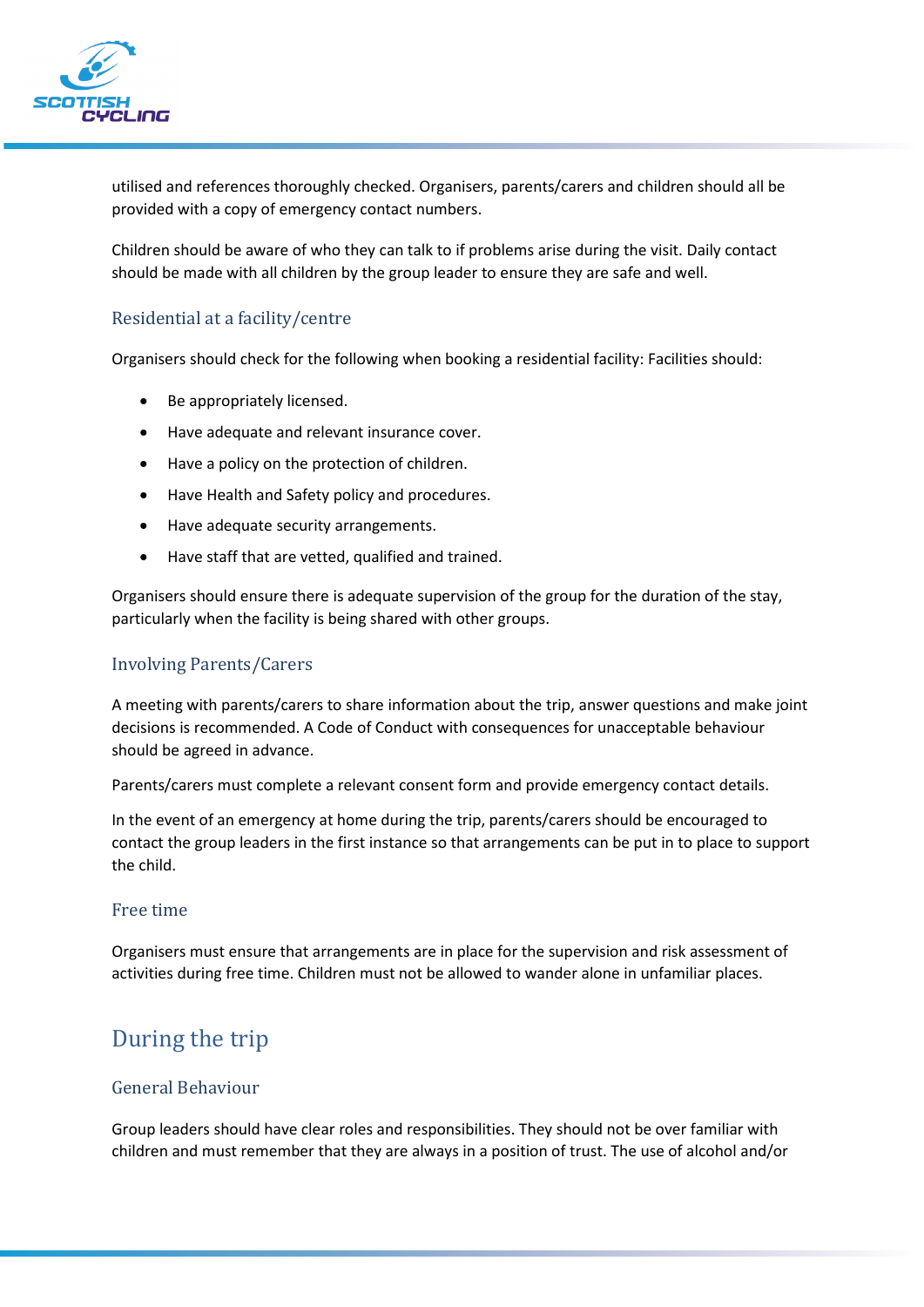utilised and references thoroughly checked. Organisers, parents/carers and children should all be provided with a copy of emergency contact numbers.

Children should be aware of who they can talk to if problems arise during the visit. Daily contact should be made with all children by the group leader to ensure they are safe and well.

### Residential at a facility/centre

Organisers should check for the following when booking a residential facility: Facilities should:

- Be appropriately licensed.
- Have adequate and relevant insurance cover.
- Have a policy on the protection of children.
- Have Health and Safety policy and procedures.
- Have adequate security arrangements.
- Have staff that are vetted, qualified and trained.

Organisers should ensure there is adequate supervision of the group for the duration of the stay, particularly when the facility is being shared with other groups.

### Involving Parents/Carers

A meeting with parents/carers to share information about the trip, answer questions and make joint decisions is recommended. A Code of Conduct with consequences for unacceptable behaviour should be agreed in advance.

Parents/carers must complete a relevant consent form and provide emergency contact details.

In the event of an emergency at home during the trip, parents/carers should be encouraged to contact the group leaders in the first instance so that arrangements can be put in to place to support the child.

### Free time

Organisers must ensure that arrangements are in place for the supervision and risk assessment of activities during free time. Children must not be allowed to wander alone in unfamiliar places.

## During the trip

### General Behaviour

Group leaders should have clear roles and responsibilities. They should not be over familiar with children and must remember that they are always in a position of trust. The use of alcohol and/or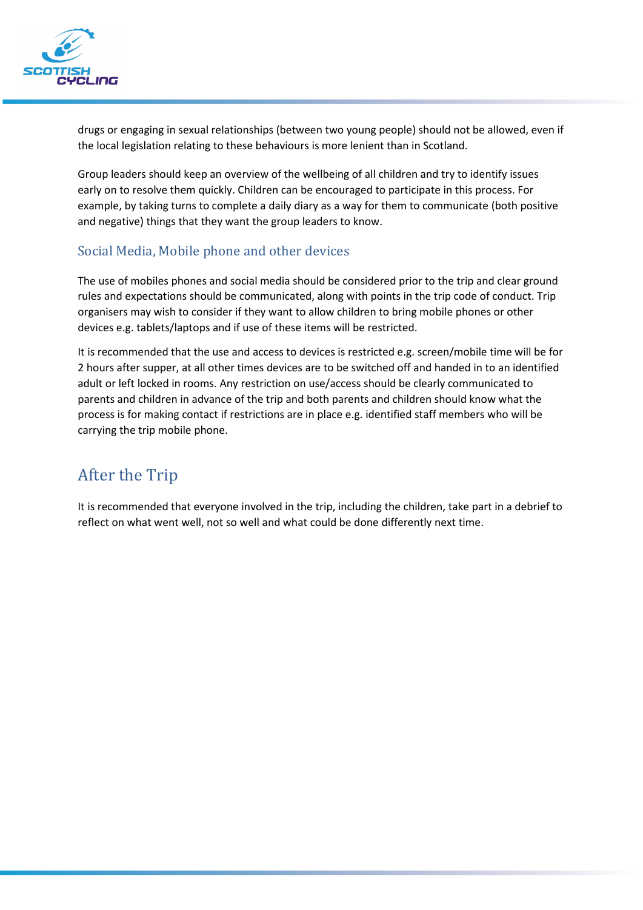drugs or engaging in sexual relationships (between two young people) should not be allowed, even if the local legislation relating to these behaviours is more lenient than in Scotland.

Group leaders should keep an overview of the wellbeing of all children and try to identify issues early on to resolve them quickly. Children can be encouraged to participate in this process. For example, by taking turns to complete a daily diary as a way for them to communicate (both positive and negative) things that they want the group leaders to know.

### Social Media, Mobile phone and other devices

The use of mobiles phones and social media should be considered prior to the trip and clear ground rules and expectations should be communicated, along with points in the trip code of conduct. Trip organisers may wish to consider if they want to allow children to bring mobile phones or other devices e.g. tablets/laptops and if use of these items will be restricted.

It is recommended that the use and access to devices is restricted e.g. screen/mobile time will be for 2 hours after supper, at all other times devices are to be switched off and handed in to an identified adult or left locked in rooms. Any restriction on use/access should be clearly communicated to parents and children in advance of the trip and both parents and children should know what the process is for making contact if restrictions are in place e.g. identified staff members who will be carrying the trip mobile phone.

## After the Trip

It is recommended that everyone involved in the trip, including the children, take part in a debrief to reflect on what went well, not so well and what could be done differently next time.